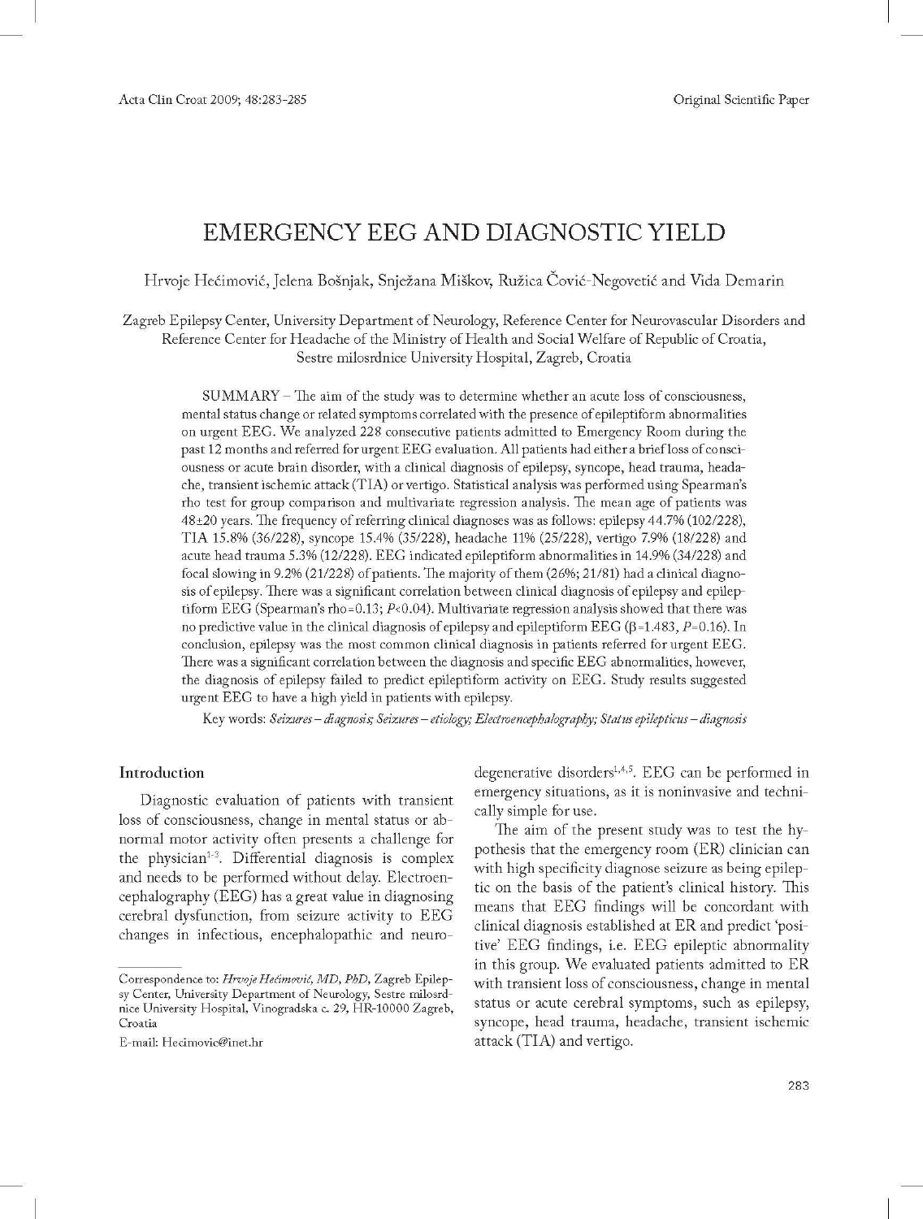Original Scientific Paper

# EMERGENCY EEG AND DIAGNOSTIC YIELD

Hrvoje Hećimović, Jelena Bošnjak, Snježana Miškov, Ružica Čović-Negovetić and Vida Demarin

Zagreb Epilepsy Center, University Department of Neurology, Reference Center for Neurovascular Disorders and Reference Center for Headache of the Ministry of Health and Social Welfare of Republic of Croatia, Sestre milosrdnice University Hospital, Zagreb, Croatia

SUMMARY – The aim of the study was to determine whether an acute loss of consciousness, mental status change or related symptoms correlated with the presence of epileptiform abnormalities on urgent EEG. We analyzed 228 consecutive patients admitted to Emergency Room during the past 12 months and referred for urgent EEG evaluation. All patients had either a brief loss of consciousness or acute brain disorder, with a clinical diagnosis of epilepsy, syncope, head trauma, headache, transient ischemic attack (TIA) or vertigo. Statistical analysis was performed using Spearman's rho test for group comparison and multivariate regression analysis. The mean age of patients was 48±20 years. The frequency of referring clinical diagnoses was as follows: epilepsy 44.7% (102/228), TIA 15.8% (36/228), syncope 15.4% (35/228), headache 11% (25/228), vertigo 7.9% (18/228) and acute head trauma 5.3% (12/228). EEG indicated epileptiform abnormalities in 14.9% (34/228) and focal slowing in 9.2% (21/228) of patients. The majority of them (26%; 21/81) had a clinical diagnosis of epilepsy. There was a significant correlation between clinical diagnosis of epilepsy and epileptiform EEG (Spearman's rho=0.13; $P<0.04$). Multivariate regression analysis showed that there was no predictive value in the clinical diagnosis of epilepsy and epileptiform EEG ($\beta=1.483$, $P=0.16$). In conclusion, epilepsy was the most common clinical diagnosis in patients referred for urgent EEG. There was a significant correlation between the diagnosis and specific EEG abnormalities, however, the diagnosis of epilepsy failed to predict epileptiform activity on EEG. Study results suggested urgent EEG to have a high yield in patients with epilepsy.

Key words: *Seizures – diagnosis; Seizures – etiology; Electroencephalography; Status epilepticus – diagnosis*

## Introduction

Diagnostic evaluation of patients with transient loss of consciousness, change in mental status or abnormal motor activity often presents a challenge for the physician[1-3]. Differential diagnosis is complex and needs to be performed without delay. Electroencephalography (EEG) has a great value in diagnosing cerebral dysfunction, from seizure activity to EEG changes in infectious, encephalopathic and neurodegenerative disorders[1,4,5]. EEG can be performed in emergency situations, as it is noninvasive and technically simple for use.

The aim of the present study was to test the hypothesis that the emergency room (ER) clinician can with high specificity diagnose seizure as being epileptic on the basis of the patient's clinical history. This means that EEG findings will be concordant with clinical diagnosis established at ER and predict 'positive' EEG findings, i.e. EEG epileptic abnormality in this group. We evaluated patients admitted to ER with transient loss of consciousness, change in mental status or acute cerebral symptoms, such as epilepsy, syncope, head trauma, headache, transient ischemic attack (TIA) and vertigo.

Correspondence to: *Hrvoje Hećimović, MD, PhD*, Zagreb Epilepsy Center, University Department of Neurology, Sestre milosrdnice University Hospital, Vinogradska c. 29, HR-10000 Zagreb, Croatia

E-mail: Hecimovic@inet.hr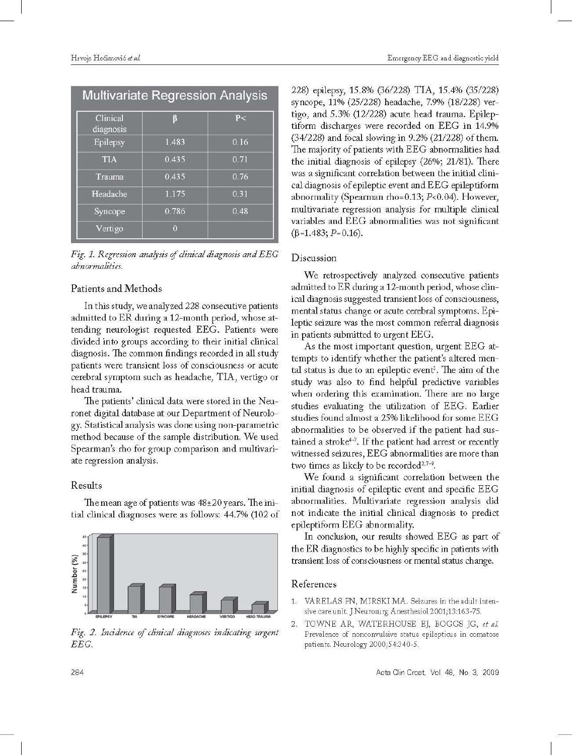| Multivariate Regression Analysis | | |
|---|---|---|
| Clinical diagnosis | β | P< |
| Epilepsy | 1.483 | 0.16 |
| TIA | 0.435 | 0.71 |
| Trauma | 0.435 | 0.76 |
| Headache | 1.175 | 0.31 |
| Syncope | 0.786 | 0.48 |
| Vertigo | 0 | |

*Fig. 1. Regression analysis of clinical diagnosis and EEG abnormalities.*

## Patients and Methods

In this study, we analyzed 228 consecutive patients admitted to ER during a 12-month period, whose attending neurologist requested EEG. Patients were divided into groups according to their initial clinical diagnosis. The common findings recorded in all study patients were transient loss of consciousness or acute cerebral symptom such as headache, TIA, vertigo or head trauma.

The patients' clinical data were stored in the Neuronet digital database at our Department of Neurology. Statistical analysis was done using non-parametric method because of the sample distribution. We used Spearman's rho for group comparison and multivariate regression analysis.

## Results

The mean age of patients was 48±20 years. The initial clinical diagnoses were as follows: 44.7% (102 of 228) epilepsy, 15.8% (36/228) TIA, 15.4% (35/228) syncope, 11% (25/228) headache, 7.9% (18/228) vertigo, and 5.3% (12/228) acute head trauma. Epileptiform discharges were recorded on EEG in 14.9% (34/228) and focal slowing in 9.2% (21/228) of them. The majority of patients with EEG abnormalities had the initial diagnosis of epilepsy (26%; 21/81). There was a significant correlation between the initial clinical diagnosis of epileptic event and EEG epileptiform abnormality (Spearman rho=0.13; $P<0.04$). However, multivariate regression analysis for multiple clinical variables and EEG abnormalities was not significant ($\beta=1.483$; $P=0.16$).

*Fig. 2. Incidence of clinical diagnoses indicating urgent EEG.*

## Discussion

We retrospectively analyzed consecutive patients admitted to ER during a 12-month period, whose clinical diagnosis suggested transient loss of consciousness, mental status change or acute cerebral symptoms. Epileptic seizure was the most common referral diagnosis in patients submitted to urgent EEG.

As the most important question, urgent EEG attempts to identify whether the patient's altered mental status is due to an epileptic event[1]. The aim of the study was also to find helpful predictive variables when ordering this examination. There are no large studies evaluating the utilization of EEG. Earlier studies found almost a 25% likelihood for some EEG abnormalities to be observed if the patient had sustained a stroke[4-7]. If the patient had arrest or recently witnessed seizures, EEG abnormalities are more than two times as likely to be recorded[2,7-9].

We found a significant correlation between the initial diagnosis of epileptic event and specific EEG abnormalities. Multivariate regression analysis did not indicate the initial clinical diagnosis to predict epileptiform EEG abnormality.

In conclusion, our results showed EEG as part of the ER diagnostics to be highly specific in patients with transient loss of consciousness or mental status change.

## References

1. VARELAS PN, MIRSKI MA. Seizures in the adult intensive care unit. J Neurosurg Anesthesiol 2001;13:163-75.
2. TOWNE AR, WATERHOUSE EJ, BOGGS JG, *et al.* Prevalence of nonconvulsive status epilepticus in comatose patients. Neurology 2000;54:340-5.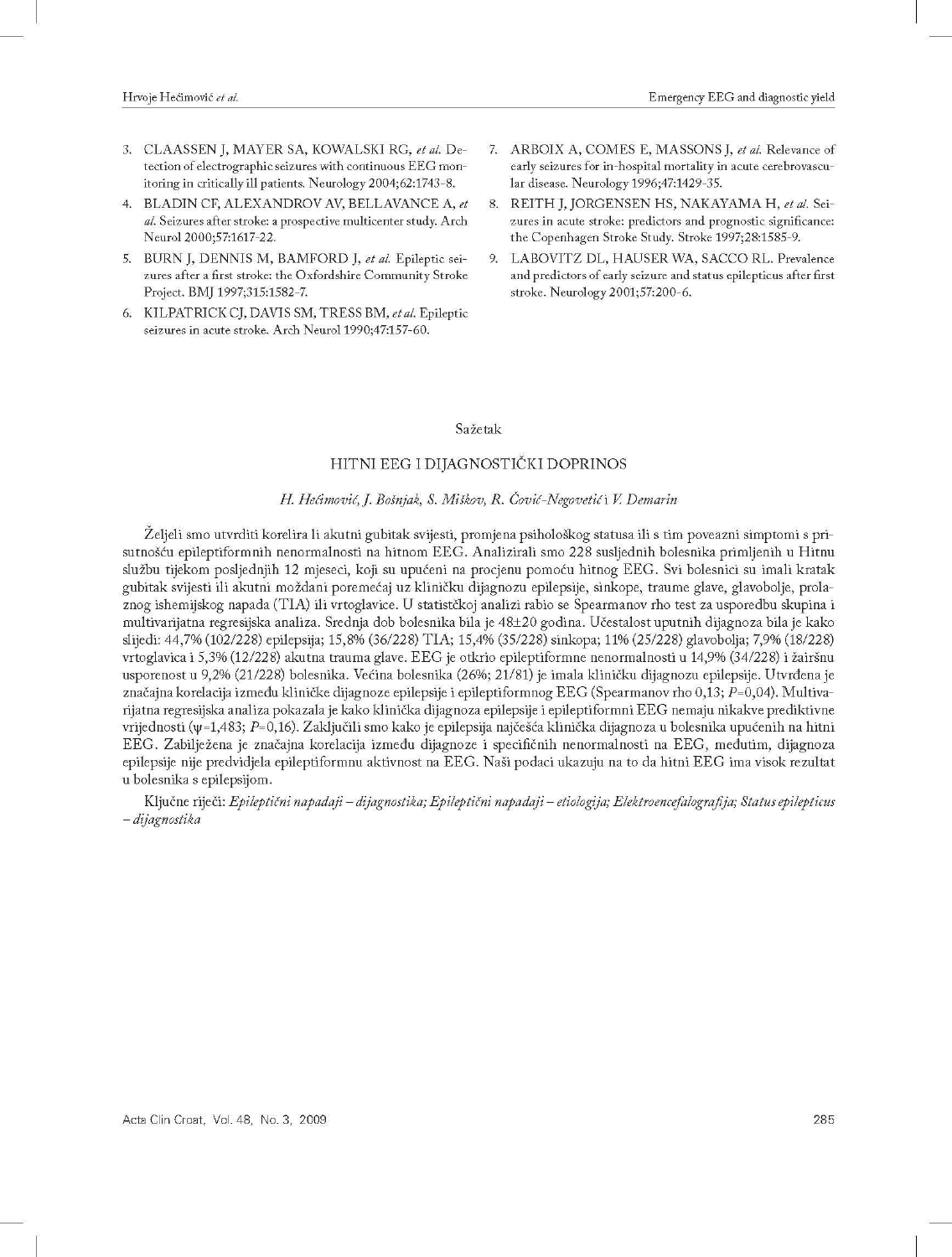3. CLAASSEN J, MAYER SA, KOWALSKI RG, *et al.* Detection of electrographic seizures with continuous EEG monitoring in critically ill patients. Neurology 2004;62:1743-8.
4. BLADIN CF, ALEXANDROV AV, BELLAVANCE A, *et al.* Seizures after stroke: a prospective multicenter study. Arch Neurol 2000;57:1617-22.
5. BURN J, DENNIS M, BAMFORD J, *et al.* Epileptic seizures after a first stroke: the Oxfordshire Community Stroke Project. BMJ 1997;315:1582-7.
6. KILPATRICK CJ, DAVIS SM, TRESS BM, *et al.* Epileptic seizures in acute stroke. Arch Neurol 1990;47:157-60.
7. ARBOIX A, COMES E, MASSONS J, *et al.* Relevance of early seizures for in-hospital mortality in acute cerebrovascular disease. Neurology 1996;47:1429-35.
8. REITH J, JORGENSEN HS, NAKAYAMA H, *et al.* Seizures in acute stroke: predictors and prognostic significance: the Copenhagen Stroke Study. Stroke 1997;28:1585-9.
9. LABOVITZ DL, HAUSER WA, SACCO RL. Prevalence and predictors of early seizure and status epilepticus after first stroke. Neurology 2001;57:200-6.

## Sažetak

### HITNI EEG I DIJAGNOSTIČKI DOPRINOS

*H. Hećimović, J. Bošnjak, S. Miškov, R. Čović-Negovetić i V. Demarin*

Željeli smo utvrditi korelira li akutni gubitak svijesti, promjena psihološkog statusa ili s tim povezani simptomi s prisutnošću epileptiformnih nenormalnosti na hitnom EEG. Analizirali smo 228 susljednih bolesnika primljenih u Hitnu službu tijekom posljednjih 12 mjeseci, koji su upućeni na procjenu pomoću hitnog EEG. Svi bolesnici su imali kratak gubitak svijesti ili akutni moždani poremećaj uz kliničku dijagnozu epilepsije, sinkope, traume glave, glavobolje, prolaznog ishemijskog napada (TIA) ili vrtoglavice. U statistčkoj analizi rabio se Spearmanov rho test za usporedbu skupina i multivarijatna regresijska analiza. Srednja dob bolesnika bila je 48±20 godina. Učestalost uputnih dijagnoza bila je kako slijedi: 44,7% (102/228) epilepsija; 15,8% (36/228) TIA; 15,4% (35/228) sinkopa; 11% (25/228) glavobolja; 7,9% (18/228) vrtoglavica i 5,3% (12/228) akutna trauma glave. EEG je otkrio epileptiformne nenormalnosti u 14,9% (34/228) i žarišnu usporenost u 9,2% (21/228) bolesnika. Većina bolesnika (26%; 21/81) je imala kliničku dijagnozu epilepsije. Utvrđena je značajna korelacija između kliničke dijagnoze epilepsije i epileptiformnog EEG (Spearmanov rho 0,13; $P$=0,04). Multivarijatna regresijska analiza pokazala je kako klinička dijagnoza epilepsije i epileptiformni EEG nemaju nikakve prediktivne vrijednosti ($\psi$=1,483; $P$=0,16). Zaključili smo kako je epilepsija najčešća klinička dijagnoza u bolesnika upućenih na hitni EEG. Zabilježena je značajna korelacija između dijagnoze i specifičnih nenormalnosti na EEG, međutim, dijagnoza epilepsije nije predvidjela epileptiformnu aktivnost na EEG. Naši podaci ukazuju na to da hitni EEG ima visok rezultat u bolesnika s epilepsijom.

Ključne riječi: *Epileptični napadaji – dijagnostika; Epileptični napadaji – etiologija; Elektroencefalografija; Status epilepticus – dijagnostika*